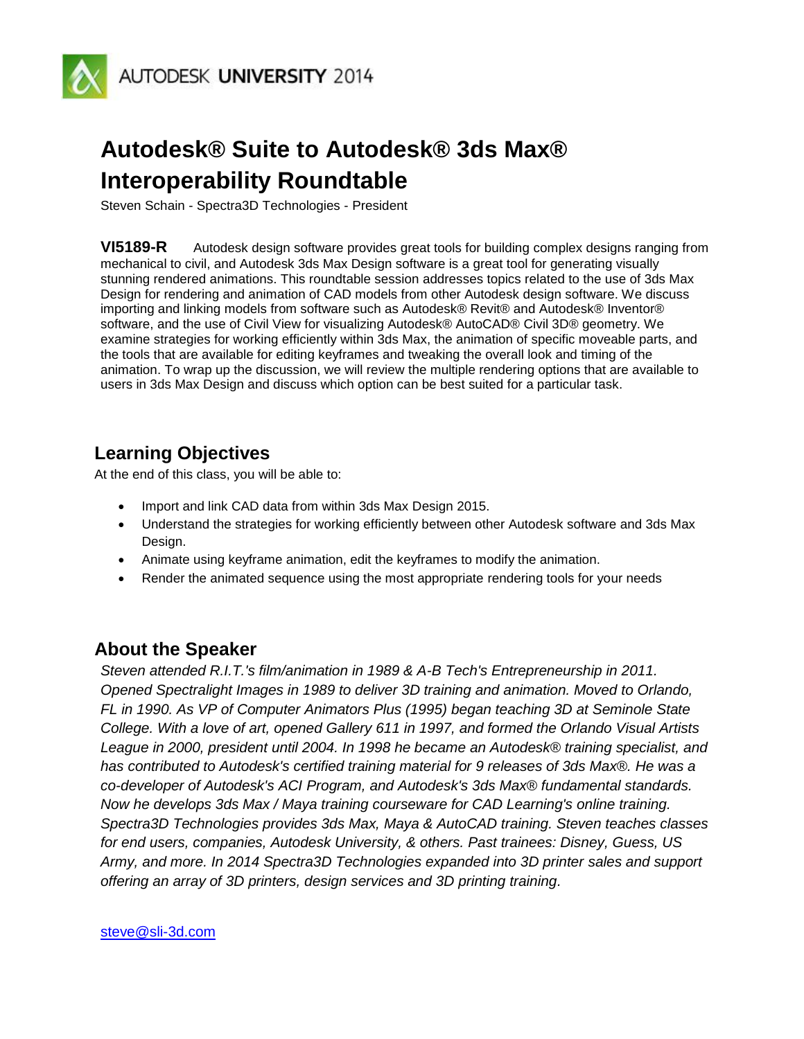AUTODESK UNIVERSITY 2014

# Autodesk® Suite to Autodesk® 3ds Max® Interoperability Roundtable

Steven Schain - Spectra3D Technologies - President

**VI5189-R** Autodesk design software provides great tools for building complex designs ranging from mechanical to civil, and Autodesk 3ds Max Design software is a great tool for generating visually stunning rendered animations. This roundtable session addresses topics related to the use of 3ds Max Design for rendering and animation of CAD models from other Autodesk design software. We discuss importing and linking models from software such as Autodesk® Revit® and Autodesk® Inventor® software, and the use of Civil View for visualizing Autodesk® AutoCAD® Civil 3D® geometry. We examine strategies for working efficiently within 3ds Max, the animation of specific moveable parts, and the tools that are available for editing keyframes and tweaking the overall look and timing of the animation. To wrap up the discussion, we will review the multiple rendering options that are available to users in 3ds Max Design and discuss which option can be best suited for a particular task.

## Learning Objectives

At the end of this class, you will be able to:

- Import and link CAD data from within 3ds Max Design 2015.
- Understand the strategies for working efficiently between other Autodesk software and 3ds Max Design.
- Animate using keyframe animation, edit the keyframes to modify the animation.
- Render the animated sequence using the most appropriate rendering tools for your needs

## About the Speaker

*Steven attended R.I.T.'s film/animation in 1989 & A-B Tech's Entrepreneurship in 2011. Opened Spectralight Images in 1989 to deliver 3D training and animation. Moved to Orlando, FL in 1990. As VP of Computer Animators Plus (1995) began teaching 3D at Seminole State College. With a love of art, opened Gallery 611 in 1997, and formed the Orlando Visual Artists League in 2000, president until 2004. In 1998 he became an Autodesk® training specialist, and has contributed to Autodesk's certified training material for 9 releases of 3ds Max®. He was a co-developer of Autodesk's ACI Program, and Autodesk's 3ds Max® fundamental standards. Now he develops 3ds Max / Maya training courseware for CAD Learning's online training. Spectra3D Technologies provides 3ds Max, Maya & AutoCAD training. Steven teaches classes for end users, companies, Autodesk University, & others. Past trainees: Disney, Guess, US Army, and more. In 2014 Spectra3D Technologies expanded into 3D printer sales and support offering an array of 3D printers, design services and 3D printing training.*

steve@sli-3d.com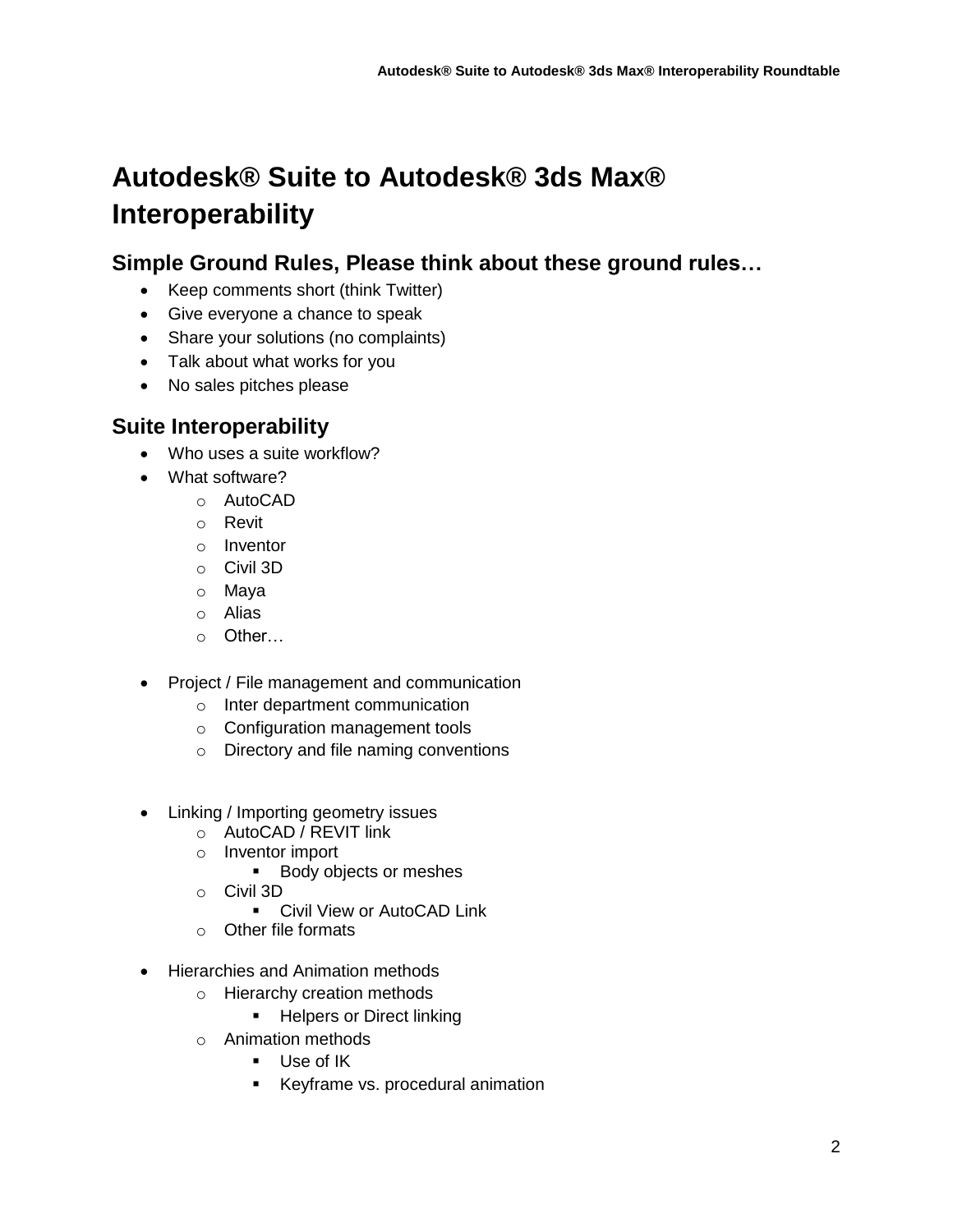# Autodesk® Suite to Autodesk® 3ds Max® Interoperability

## Simple Ground Rules, Please think about these ground rules…

- Keep comments short (think Twitter)
- Give everyone a chance to speak
- Share your solutions (no complaints)
- Talk about what works for you
- No sales pitches please

## Suite Interoperability

- Who uses a suite workflow?
- What software?
    - AutoCAD
    - Revit
    - Inventor
    - Civil 3D
    - Maya
    - Alias
    - Other…
- Project / File management and communication
    - Inter department communication
    - Configuration management tools
    - Directory and file naming conventions
- Linking / Importing geometry issues
    - AutoCAD / REVIT link
    - Inventor import
        - Body objects or meshes
    - Civil 3D
        - Civil View or AutoCAD Link
    - Other file formats
- Hierarchies and Animation methods
    - Hierarchy creation methods
        - Helpers or Direct linking
    - Animation methods
        - Use of IK
        - Keyframe vs. procedural animation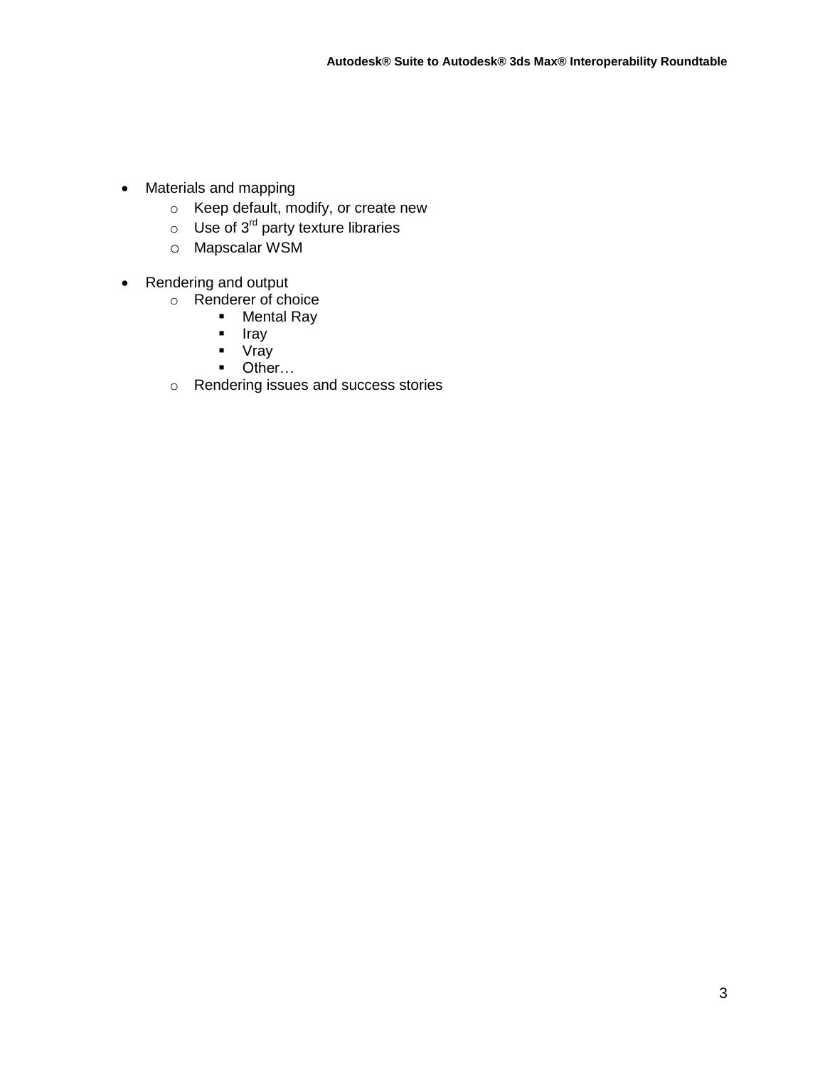- Materials and mapping
  - Keep default, modify, or create new
  - Use of 3rd party texture libraries
  - Mapscalar WSM

- Rendering and output
  - Renderer of choice
    - Mental Ray
    - Iray
    - Vray
    - Other…
  - Rendering issues and success stories